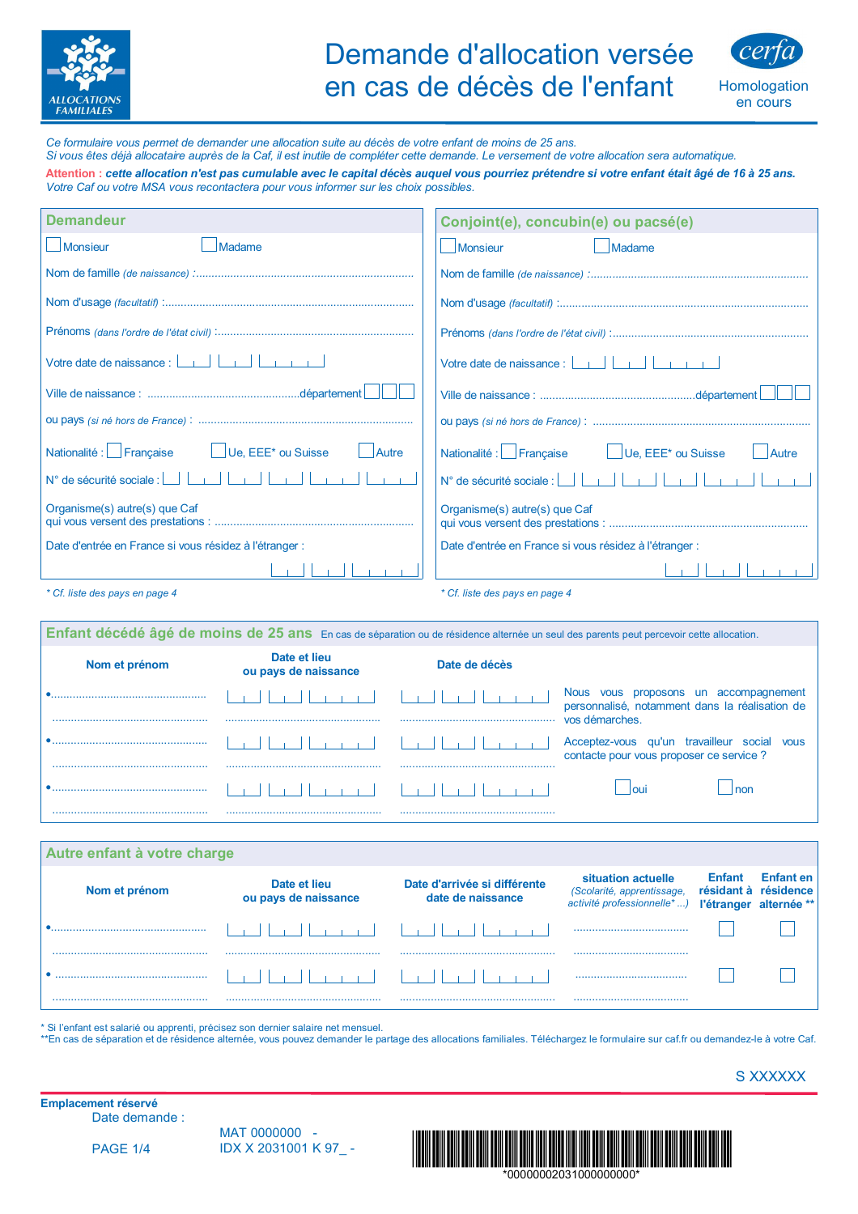ALLOCATIONS FAMILIALES

# Demande d'allocation versée en cas de décès de l'enfant

cerfa
Homologation en cours

*Ce formulaire vous permet de demander une allocation suite au décès de votre enfant de moins de 25 ans.*
*Si vous êtes déjà allocataire auprès de la Caf, il est inutile de compléter cette demande. Le versement de votre allocation sera automatique.*
Attention : ***cette allocation n'est pas cumulable avec le capital décès auquel vous pourriez prétendre si votre enfant était âgé de 16 à 25 ans.***
*Votre Caf ou votre MSA vous recontactera pour vous informer sur les choix possibles.*

## Demandeur

☐ Monsieur ☐ Madame

Nom de famille *(de naissance)* :........................................................................

Nom d'usage *(facultatif)* :........................................................................

Prénoms *(dans l'ordre de l'état civil)* :........................................................................

Votre date de naissance : |_|_| |_|_| |_|_|_|_|

Ville de naissance : ........................................département |_|_|_|

ou pays *(si né hors de France)* : ........................................................................

Nationalité : ☐ Française ☐ Ue, EEE* ou Suisse ☐ Autre

N° de sécurité sociale : |_| |_|_| |_|_| |_|_| |_|_|_| |_|_|_|

Organisme(s) autre(s) que Caf
qui vous versent des prestations : ........................................................................

Date d'entrée en France si vous résidez à l'étranger :

|_|_| |_|_| |_|_|_|_|

*\* Cf. liste des pays en page 4*

## Conjoint(e), concubin(e) ou pacsé(e)

☐ Monsieur ☐ Madame

Nom de famille *(de naissance)* :........................................................................

Nom d'usage *(facultatif)* :........................................................................

Prénoms *(dans l'ordre de l'état civil)* :........................................................................

Votre date de naissance : |_|_| |_|_| |_|_|_|_|

Ville de naissance : ........................................département |_|_|_|

ou pays *(si né hors de France)* : ........................................................................

Nationalité : ☐ Française ☐ Ue, EEE* ou Suisse ☐ Autre

N° de sécurité sociale : |_| |_|_| |_|_| |_|_| |_|_|_| |_|_|_|

Organisme(s) autre(s) que Caf
qui vous versent des prestations : ........................................................................

Date d'entrée en France si vous résidez à l'étranger :

|_|_| |_|_| |_|_|_|_|

*\* Cf. liste des pays en page 4*

## Enfant décédé âgé de moins de 25 ans

En cas de séparation ou de résidence alternée un seul des parents peut percevoir cette allocation.

| Nom et prénom | Date et lieu ou pays de naissance | Date de décès |
|---|---|---|
| •........................................ ........................................ | \|_\|_\| \|_\|_\| \|_\|_\|_\|_\| ........................................ | \|_\|_\| \|_\|_\| \|_\|_\|_\|_\| ........................................ |
| •........................................ ........................................ | \|_\|_\| \|_\|_\| \|_\|_\|_\|_\| ........................................ | \|_\|_\| \|_\|_\| \|_\|_\|_\|_\| ........................................ |
| •........................................ ........................................ | \|_\|_\| \|_\|_\| \|_\|_\|_\|_\| ........................................ | \|_\|_\| \|_\|_\| \|_\|_\|_\|_\| ........................................ |

Nous vous proposons un accompagnement personnalisé, notamment dans la réalisation de vos démarches.

Acceptez-vous qu'un travailleur social vous contacte pour vous proposer ce service ?

☐ oui ☐ non

## Autre enfant à votre charge

| Nom et prénom | Date et lieu ou pays de naissance | Date d'arrivée si différente date de naissance | situation actuelle *(Scolarité, apprentissage, activité professionnelle\* ...)* | Enfant résidant à l'étranger | Enfant en résidence alternée ** |
|---|---|---|---|---|---|
| •........................................ ........................................ | \|_\|_\| \|_\|_\| \|_\|_\|_\|_\| ........................................ | \|_\|_\| \|_\|_\| \|_\|_\|_\|_\| ........................................ | ........................................ ........................................ | ☐ | ☐ |
| •........................................ ........................................ | \|_\|_\| \|_\|_\| \|_\|_\|_\|_\| ........................................ | \|_\|_\| \|_\|_\| \|_\|_\|_\|_\| ........................................ | ........................................ ........................................ | ☐ | ☐ |

\* Si l'enfant est salarié ou apprenti, précisez son dernier salaire net mensuel.
\*\*En cas de séparation et de résidence alternée, vous pouvez demander le partage des allocations familiales. Téléchargez le formulaire sur caf.fr ou demandez-le à votre Caf.

S XXXXXX

**Emplacement réservé**
Date demande :

MAT 0000000 -
IDX X 2031001 K 97_ -

*0000000203100000000*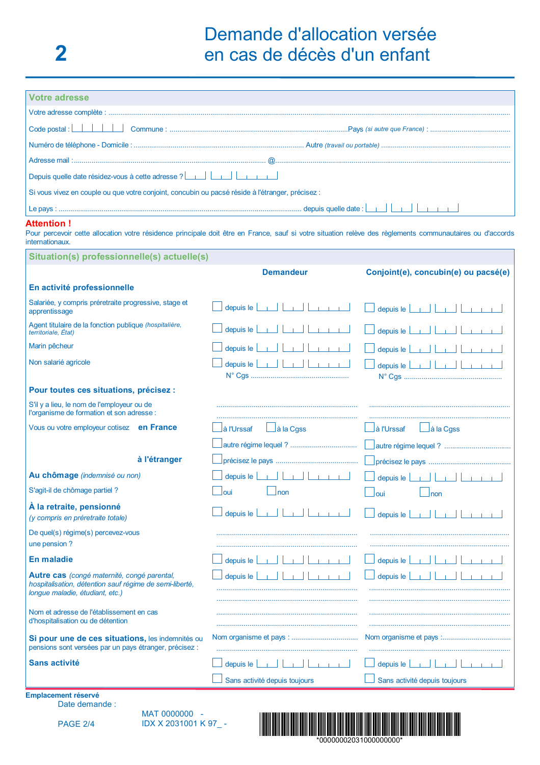# 2 Demande d'allocation versée en cas de décès d'un enfant

## Votre adresse

Votre adresse complète : ..............................................................................................................................

Code postal : ☐☐☐☐☐ Commune : .......................................................... Pays *(si autre que France)* : ..............................

Numéro de téléphone - Domicile : ................................................ Autre *(travail ou portable)* : ................................................

Adresse mail : ..................................................... @ .....................................................

Depuis quelle date résidez-vous à cette adresse ? ☐☐ ☐☐ ☐☐☐☐

Si vous vivez en couple ou que votre conjoint, concubin ou pacsé réside à l'étranger, précisez :

Le pays : ...................................................... depuis quelle date : ☐☐ ☐☐ ☐☐☐☐

**Attention !**
Pour percevoir cette allocation votre résidence principale doit être en France, sauf si votre situation relève des règlements communautaires ou d'accords internationaux.

## Situation(s) professionnelle(s) actuelle(s)

| | Demandeur | Conjoint(e), concubin(e) ou pacsé(e) |
|---|---|---|
| **En activité professionnelle** | | |
| Salariée, y compris préretraite progressive, stage et apprentissage | ☐ depuis le ☐☐ ☐☐ ☐☐☐☐ | ☐ depuis le ☐☐ ☐☐ ☐☐☐☐ |
| Agent titulaire de la fonction publique *(hospitalière, territoriale, État)* | ☐ depuis le ☐☐ ☐☐ ☐☐☐☐ | ☐ depuis le ☐☐ ☐☐ ☐☐☐☐ |
| Marin pêcheur | ☐ depuis le ☐☐ ☐☐ ☐☐☐☐ | ☐ depuis le ☐☐ ☐☐ ☐☐☐☐ |
| Non salarié agricole | ☐ depuis le ☐☐ ☐☐ ☐☐☐☐ N° Cgs .................... | ☐ depuis le ☐☐ ☐☐ ☐☐☐☐ N° Cgs .................... |
| **Pour toutes ces situations, précisez :** | | |
| S'il y a lieu, le nom de l'employeur ou de l'organisme de formation et son adresse : | .................... | .................... |
| Vous ou votre employeur cotisez **en France** | ☐ à l'Urssaf ☐ à la Cgss ☐ autre régime lequel ? .................... | ☐ à l'Urssaf ☐ à la Cgss ☐ autre régime lequel ? .................... |
| **à l'étranger** | ☐ précisez le pays .................... | ☐ précisez le pays .................... |
| **Au chômage** *(indemnisé ou non)* | ☐ depuis le ☐☐ ☐☐ ☐☐☐☐ | ☐ depuis le ☐☐ ☐☐ ☐☐☐☐ |
| S'agit-il de chômage partiel ? | ☐ oui ☐ non | ☐ oui ☐ non |
| **À la retraite, pensionné** *(y compris en préretraite totale)* | ☐ depuis le ☐☐ ☐☐ ☐☐☐☐ | ☐ depuis le ☐☐ ☐☐ ☐☐☐☐ |
| De quel(s) régime(s) percevez-vous une pension ? | .................... | .................... |
| **En maladie** | ☐ depuis le ☐☐ ☐☐ ☐☐☐☐ | ☐ depuis le ☐☐ ☐☐ ☐☐☐☐ |
| **Autre cas** *(congé maternité, congé parental, hospitalisation, détention sauf régime de semi-liberté, longue maladie, étudiant, etc.)* | ☐ depuis le ☐☐ ☐☐ ☐☐☐☐ .................... | ☐ depuis le ☐☐ ☐☐ ☐☐☐☐ .................... |
| Nom et adresse de l'établissement en cas d'hospitalisation ou de détention | .................... | .................... |
| **Si pour une de ces situations,** les indemnités ou pensions sont versées par un pays étranger, précisez : | Nom organisme et pays : .................... | Nom organisme et pays : .................... |
| **Sans activité** | ☐ depuis le ☐☐ ☐☐ ☐☐☐☐ ☐ Sans activité depuis toujours | ☐ depuis le ☐☐ ☐☐ ☐☐☐☐ ☐ Sans activité depuis toujours |

**Emplacement réservé**

Date demande :

MAT 0000000 -
IDX X 2031001 K 97_ -

*0000000203100000000*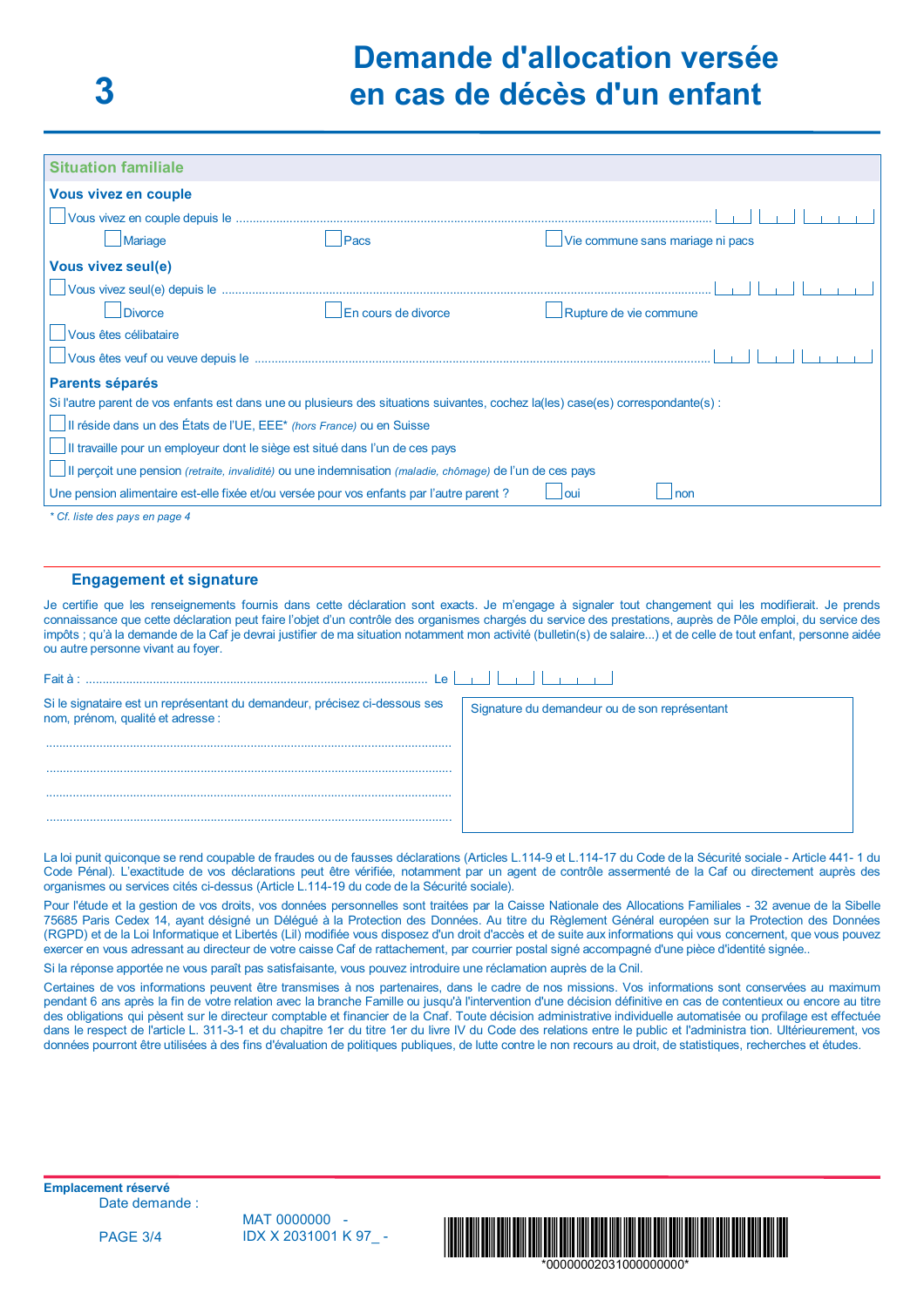# 3 Demande d'allocation versée en cas de décès d'un enfant

## Situation familiale

### Vous vivez en couple

☐ Vous vivez en couple depuis le ........................................................ |__|__| |__|__| |__|__|__|__|

☐ Mariage ☐ Pacs ☐ Vie commune sans mariage ni pacs

### Vous vivez seul(e)

☐ Vous vivez seul(e) depuis le ........................................................ |__|__| |__|__| |__|__|__|__|

☐ Divorce ☐ En cours de divorce ☐ Rupture de vie commune

☐ Vous êtes célibataire

☐ Vous êtes veuf ou veuve depuis le ........................................................ |__|__| |__|__| |__|__|__|__|

### Parents séparés

Si l'autre parent de vos enfants est dans une ou plusieurs des situations suivantes, cochez la(les) case(s) correspondante(s) :

☐ Il réside dans un des États de l'UE, EEE* *(hors France)* ou en Suisse

☐ Il travaille pour un employeur dont le siège est situé dans l'un de ces pays

☐ Il perçoit une pension *(retraite, invalidité)* ou une indemnisation *(maladie, chômage)* de l'un de ces pays

Une pension alimentaire est-elle fixée et/ou versée pour vos enfants par l'autre parent ? ☐ oui ☐ non

*\* Cf. liste des pays en page 4*

## Engagement et signature

Je certifie que les renseignements fournis dans cette déclaration sont exacts. Je m'engage à signaler tout changement qui les modifierait. Je prends connaissance que cette déclaration peut faire l'objet d'un contrôle des organismes chargés du service des prestations, auprès de Pôle emploi, du service des impôts ; qu'à la demande de la Caf je devrai justifier de ma situation notamment mon activité (bulletin(s) de salaire...) et de celle de tout enfant, personne aidée ou autre personne vivant au foyer.

Fait à : ........................................................................ Le |__|__| |__|__| |__|__|__|__|

Si le signataire est un représentant du demandeur, précisez ci-dessous ses nom, prénom, qualité et adresse :

........................................................................

........................................................................

........................................................................

........................................................................

Signature du demandeur ou de son représentant

La loi punit quiconque se rend coupable de fraudes ou de fausses déclarations (Articles L.114-9 et L.114-17 du Code de la Sécurité sociale - Article 441- 1 du Code Pénal). L'exactitude de vos déclarations peut être vérifiée, notamment par un agent de contrôle assermenté de la Caf ou directement auprès des organismes ou services cités ci-dessus (Article L.114-19 du code de la Sécurité sociale).

Pour l'étude et la gestion de vos droits, vos données personnelles sont traitées par la Caisse Nationale des Allocations Familiales - 32 avenue de la Sibelle 75685 Paris Cedex 14, ayant désigné un Délégué à la Protection des Données. Au titre du Règlement Général européen sur la Protection des Données (RGPD) et de la Loi Informatique et Libertés (Lil) modifiée vous disposez d'un droit d'accès et de suite aux informations qui vous concernent, que vous pouvez exercer en vous adressant au directeur de votre caisse Caf de rattachement, par courrier postal signé accompagné d'une pièce d'identité signée..

Si la réponse apportée ne vous paraît pas satisfaisante, vous pouvez introduire une réclamation auprès de la Cnil.

Certaines de vos informations peuvent être transmises à nos partenaires, dans le cadre de nos missions. Vos informations sont conservées au maximum pendant 6 ans après la fin de votre relation avec la branche Famille ou jusqu'à l'intervention d'une décision définitive en cas de contentieux ou encore au titre des obligations qui pèsent sur le directeur comptable et financier de la Cnaf. Toute décision administrative individuelle automatisée ou profilage est effectuée dans le respect de l'article L. 311-3-1 et du chapitre 1er du titre 1er du livre IV du Code des relations entre le public et l'administra tion. Ultérieurement, vos données pourront être utilisées à des fins d'évaluation de politiques publiques, de lutte contre le non recours au droit, de statistiques, recherches et études.

**Emplacement réservé**

Date demande :

MAT 0000000 -
IDX X 2031001 K 97_ -

\*00000002031000000000\*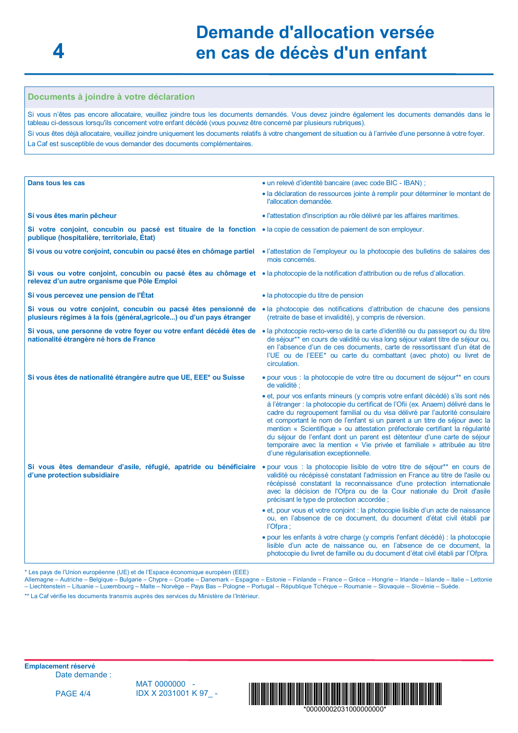# 4 Demande d'allocation versée en cas de décès d'un enfant

## Documents à joindre à votre déclaration

Si vous n'êtes pas encore allocataire, veuillez joindre tous les documents demandés. Vous devez joindre également les documents demandés dans le tableau ci-dessous lorsqu'ils concernent votre enfant décédé (vous pouvez être concerné par plusieurs rubriques).

Si vous êtes déjà allocataire, veuillez joindre uniquement les documents relatifs à votre changement de situation ou à l'arrivée d'une personne à votre foyer.

La Caf est susceptible de vous demander des documents complémentaires.

| | |
|---|---|
| **Dans tous les cas** | • un relevé d'identité bancaire (avec code BIC - IBAN) ;<br>• la déclaration de ressources jointe à remplir pour déterminer le montant de l'allocation demandée. |
| **Si vous êtes marin pêcheur** | • l'attestation d'inscription au rôle délivré par les affaires maritimes. |
| **Si votre conjoint, concubin ou pacsé est tituaire de la fonction publique (hospitalière, territoriale, État)** | • la copie de cessation de paiement de son employeur. |
| **Si vous ou votre conjoint, concubin ou pacsé êtes en chômage partiel** | • l'attestation de l'employeur ou la photocopie des bulletins de salaires des mois concernés. |
| **Si vous ou votre conjoint, concubin ou pacsé êtes au chômage et relevez d'un autre organisme que Pôle Emploi** | • la photocopie de la notification d'attribution ou de refus d'allocation. |
| **Si vous percevez une pension de l'État** | • la photocopie du titre de pension |
| **Si vous ou votre conjoint, concubin ou pacsé êtes pensionné de plusieurs régimes à la fois (général,agricole...) ou d'un pays étranger** | • la photocopie des notifications d'attribution de chacune des pensions (retraite de base et invalidité), y compris de réversion. |
| **Si vous, une personne de votre foyer ou votre enfant décédé êtes de nationalité étrangère né hors de France** | • la photocopie recto-verso de la carte d'identité ou du passeport ou du titre de séjour** en cours de validité ou visa long séjour valant titre de séjour ou, en l'absence d'un de ces documents, carte de ressortissant d'un état de l'UE ou de l'EEE* ou carte du combattant (avec photo) ou livret de circulation. |
| **Si vous êtes de nationalité étrangère autre que UE, EEE* ou Suisse** | • pour vous : la photocopie de votre titre ou document de séjour** en cours de validité ;<br>• et, pour vos enfants mineurs (y compris votre enfant décédé) s'ils sont nés à l'étranger : la photocopie du certificat de l'Ofii (ex. Anaem) délivré dans le cadre du regroupement familial ou du visa délivré par l'autorité consulaire et comportant le nom de l'enfant si un parent a un titre de séjour avec la mention « Scientifique » ou attestation préfectorale certifiant la régularité du séjour de l'enfant dont un parent est détenteur d'une carte de séjour temporaire avec la mention « Vie privée et familiale » attribuée au titre d'une régularisation exceptionnelle. |
| **Si vous êtes demandeur d'asile, réfugié, apatride ou bénéficiaire d'une protection subsidiaire** | • pour vous : la photocopie lisible de votre titre de séjour** en cours de validité ou récépissé constatant l'admission en France au titre de l'asile ou récépissé constatant la reconnaissance d'une protection internationale avec la décision de l'Ofpra ou de la Cour nationale du Droit d'asile précisant le type de protection accordée ;<br>• et, pour vous et votre conjoint : la photocopie lisible d'un acte de naissance ou, en l'absence de ce document, du document d'état civil établi par l'Ofpra ;<br>• pour les enfants à votre charge (y compris l'enfant décédé) : la photocopie lisible d'un acte de naissance ou, en l'absence de ce document, la photocopie du livret de famille ou du document d'état civil établi par l'Ofpra. |

\* Les pays de l'Union européenne (UE) et de l'Espace économique européen (EEE)
Allemagne – Autriche – Belgique – Bulgarie – Chypre – Croatie – Danemark – Espagne – Estonie – Finlande – France – Grèce – Hongrie – Irlande – Islande – Italie – Lettonie – Liechtenstein – Lituanie – Luxembourg – Malte – Norvège – Pays Bas – Pologne – Portugal – République Tchèque – Roumanie – Slovaquie – Slovénie – Suède.

** La Caf vérifie les documents transmis auprès des services du Ministère de l'Intérieur.

**Emplacement réservé**
Date demande :

MAT 0000000 -
IDX X 2031001 K 97_ -

*0000000203100000000*